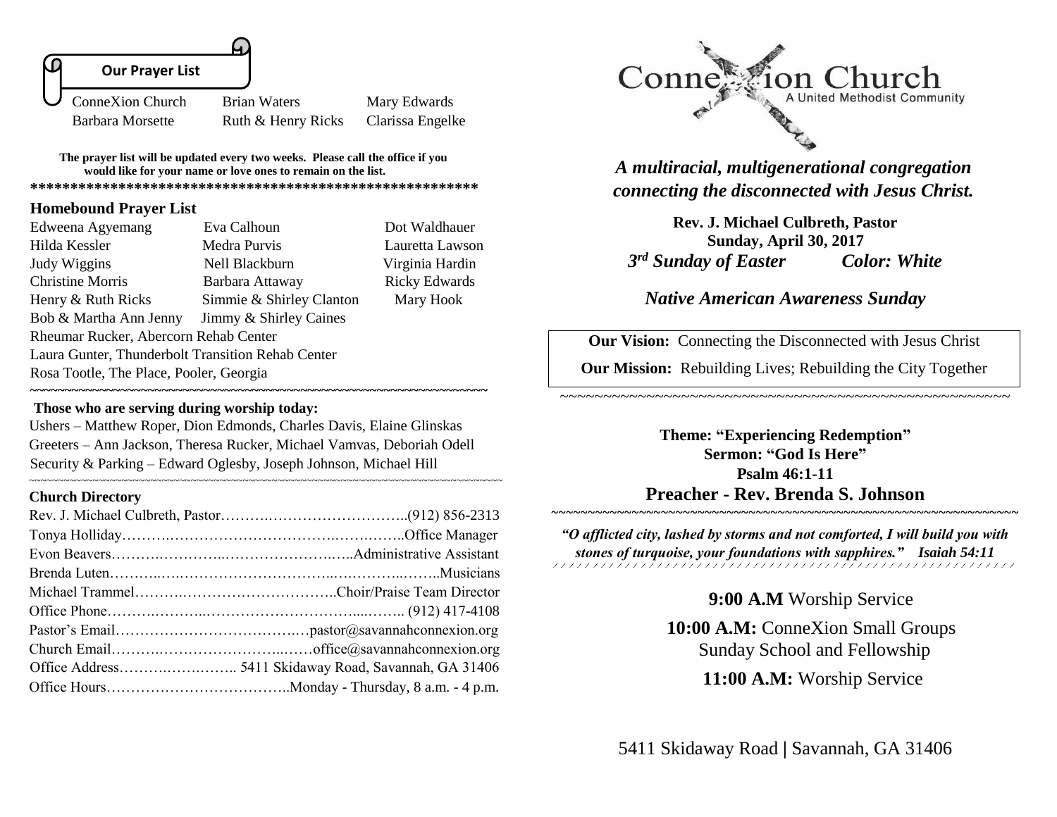## Our Prayer List

| | | |
|---|---|---|
| ConneXion Church | Brian Waters | Mary Edwards |
| Barbara Morsette | Ruth & Henry Ricks | Clarissa Engelke |

**The prayer list will be updated every two weeks. Please call the office if you would like for your name or love ones to remain on the list.**

**********************************************************

### Homebound Prayer List

| | | |
|---|---|---|
| Edweena Agyemang | Eva Calhoun | Dot Waldhauer |
| Hilda Kessler | Medra Purvis | Lauretta Lawson |
| Judy Wiggins | Nell Blackburn | Virginia Hardin |
| Christine Morris | Barbara Attaway | Ricky Edwards |
| Henry & Ruth Ricks | Simmie & Shirley Clanton | Mary Hook |
| Bob & Martha Ann Jenny | Jimmy & Shirley Caines | |

Rheumar Rucker, Abercorn Rehab Center
Laura Gunter, Thunderbolt Transition Rehab Center
Rosa Tootle, The Place, Pooler, Georgia

~~~~~~~~~~~~~~~~~~~~~~~~~~~~~~~~~~~~~~~~~~~~~~~~~~~~~~~~

**Those who are serving during worship today:**

Ushers – Matthew Roper, Dion Edmonds, Charles Davis, Elaine Glinskas
Greeters – Ann Jackson, Theresa Rucker, Michael Vamvas, Deboriah Odell
Security & Parking – Edward Oglesby, Joseph Johnson, Michael Hill

~~~~~~~~~~~~~~~~~~~~~~~~~~~~~~~~~~~~~~~~~~~~~~~~~~~~~~~~

### Church Directory

Rev. J. Michael Culbreth, Pastor……………………………………..(912) 856-2313
Tonya Holliday…………………………………………………..Office Manager
Evon Beavers…………………………………………..Administrative Assistant
Brenda Luten……………………………………………………..Musicians
Michael Trammel……………………………………..Choir/Praise Team Director
Office Phone……………………………………………….. (912) 417-4108
Pastor's Email……………………………………pastor@savannahconnexion.org
Church Email……………………………………office@savannahconnexion.org
Office Address…………………….. 5411 Skidaway Road, Savannah, GA 31406
Office Hours………………………………..Monday - Thursday, 8 a.m. - 4 p.m.

# ConneXion Church
A United Methodist Community

*A multiracial, multigenerational congregation connecting the disconnected with Jesus Christ.*

**Rev. J. Michael Culbreth, Pastor**
**Sunday, April 30, 2017**
***3rd Sunday of Easter*** ***Color: White***

***Native American Awareness Sunday***

**Our Vision:** Connecting the Disconnected with Jesus Christ

**Our Mission:** Rebuilding Lives; Rebuilding the City Together

~~~~~~~~~~~~~~~~~~~~~~~~~~~~~~~~~~~~~~~~~~~~~~~~~~~~~~~~

**Theme: "Experiencing Redemption"**
**Sermon: "God Is Here"**
**Psalm 46:1-11**

## Preacher - Rev. Brenda S. Johnson

~~~~~~~~~~~~~~~~~~~~~~~~~~~~~~~~~~~~~~~~~~~~~~~~~~~~~~~~

***"O afflicted city, lashed by storms and not comforted, I will build you with stones of turquoise, your foundations with sapphires." Isaiah 54:11***

**9:00 A.M** Worship Service

**10:00 A.M:** ConneXion Small Groups
Sunday School and Fellowship

**11:00 A.M:** Worship Service

5411 Skidaway Road | Savannah, GA 31406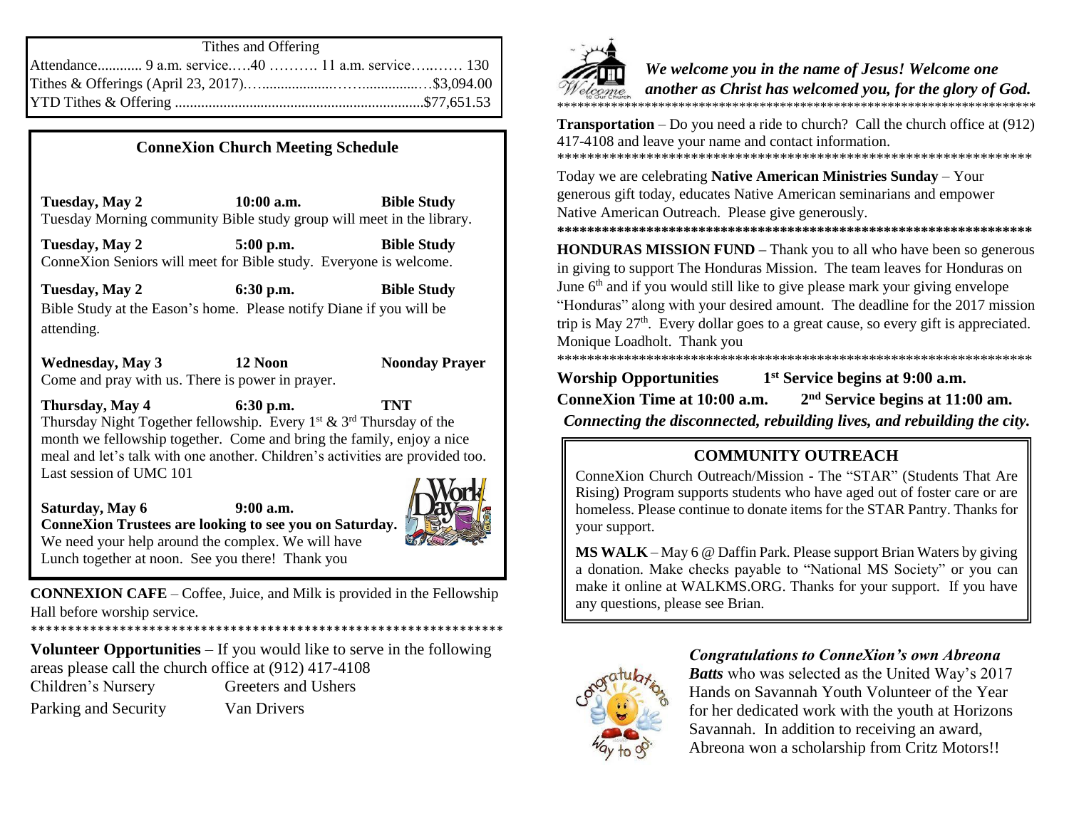## Tithes and Offering

Attendance............ 9 a.m. service.….40 ………. 11 a.m. service…..…… 130
Tithes & Offerings (April 23, 2017).…...................……...............…$3,094.00
YTD Tithes & Offering ...................................................................$77,651.53

## ConneXion Church Meeting Schedule

**Tuesday, May 2** **10:00 a.m.** **Bible Study**
Tuesday Morning community Bible study group will meet in the library.

**Tuesday, May 2** **5:00 p.m.** **Bible Study**
ConneXion Seniors will meet for Bible study. Everyone is welcome.

**Tuesday, May 2** **6:30 p.m.** **Bible Study**
Bible Study at the Eason's home. Please notify Diane if you will be attending.

**Wednesday, May 3** **12 Noon** **Noonday Prayer**
Come and pray with us. There is power in prayer.

**Thursday, May 4** **6:30 p.m.** **TNT**
Thursday Night Together fellowship. Every 1st & 3rd Thursday of the month we fellowship together. Come and bring the family, enjoy a nice meal and let's talk with one another. Children's activities are provided too. Last session of UMC 101

**Saturday, May 6** **9:00 a.m.**
**ConneXion Trustees are looking to see you on Saturday.** We need your help around the complex. We will have Lunch together at noon. See you there! Thank you

**CONNEXION CAFE** – Coffee, Juice, and Milk is provided in the Fellowship Hall before worship service.

*****************************************************************

**Volunteer Opportunities** – If you would like to serve in the following areas please call the church office at (912) 417-4108

Children's Nursery Greeters and Ushers
Parking and Security Van Drivers

***We welcome you in the name of Jesus! Welcome one another as Christ has welcomed you, for the glory of God.***

*****************************************************************

**Transportation** – Do you need a ride to church? Call the church office at (912) 417-4108 and leave your name and contact information.

*****************************************************************

Today we are celebrating **Native American Ministries Sunday** – Your generous gift today, educates Native American seminarians and empower Native American Outreach. Please give generously.

*****************************************************************

**HONDURAS MISSION FUND –** Thank you to all who have been so generous in giving to support The Honduras Mission. The team leaves for Honduras on June 6th and if you would still like to give please mark your giving envelope "Honduras" along with your desired amount. The deadline for the 2017 mission trip is May 27th. Every dollar goes to a great cause, so every gift is appreciated. Monique Loadholt. Thank you

*****************************************************************

**Worship Opportunities** **1st Service begins at 9:00 a.m.**
**ConneXion Time at 10:00 a.m.** **2nd Service begins at 11:00 am.**

***Connecting the disconnected, rebuilding lives, and rebuilding the city.***

## COMMUNITY OUTREACH

ConneXion Church Outreach/Mission - The "STAR" (Students That Are Rising) Program supports students who have aged out of foster care or are homeless. Please continue to donate items for the STAR Pantry. Thanks for your support.

**MS WALK** – May 6 @ Daffin Park. Please support Brian Waters by giving a donation. Make checks payable to "National MS Society" or you can make it online at WALKMS.ORG. Thanks for your support. If you have any questions, please see Brian.

***Congratulations to ConneXion's own Abreona Batts*** who was selected as the United Way's 2017 Hands on Savannah Youth Volunteer of the Year for her dedicated work with the youth at Horizons Savannah. In addition to receiving an award, Abreona won a scholarship from Critz Motors!!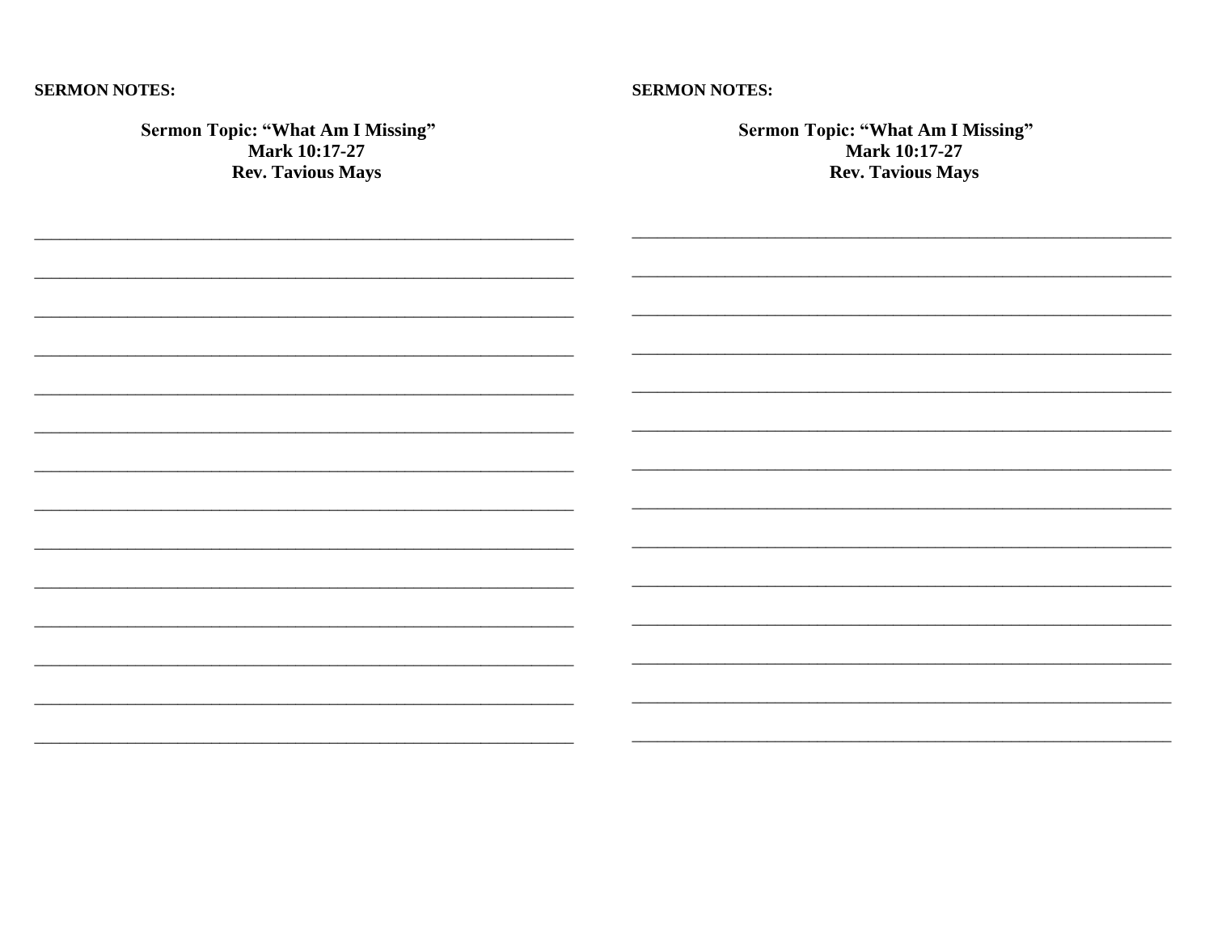**SERMON NOTES:**

**Sermon Topic: "What Am I Missing"**
**Mark 10:17-27**
**Rev. Tavious Mays**

______________________________________________________________

______________________________________________________________

______________________________________________________________

______________________________________________________________

______________________________________________________________

______________________________________________________________

______________________________________________________________

______________________________________________________________

______________________________________________________________

______________________________________________________________

______________________________________________________________

______________________________________________________________

______________________________________________________________

______________________________________________________________

**SERMON NOTES:**

**Sermon Topic: "What Am I Missing"**
**Mark 10:17-27**
**Rev. Tavious Mays**

______________________________________________________________

______________________________________________________________

______________________________________________________________

______________________________________________________________

______________________________________________________________

______________________________________________________________

______________________________________________________________

______________________________________________________________

______________________________________________________________

______________________________________________________________

______________________________________________________________

______________________________________________________________

______________________________________________________________

______________________________________________________________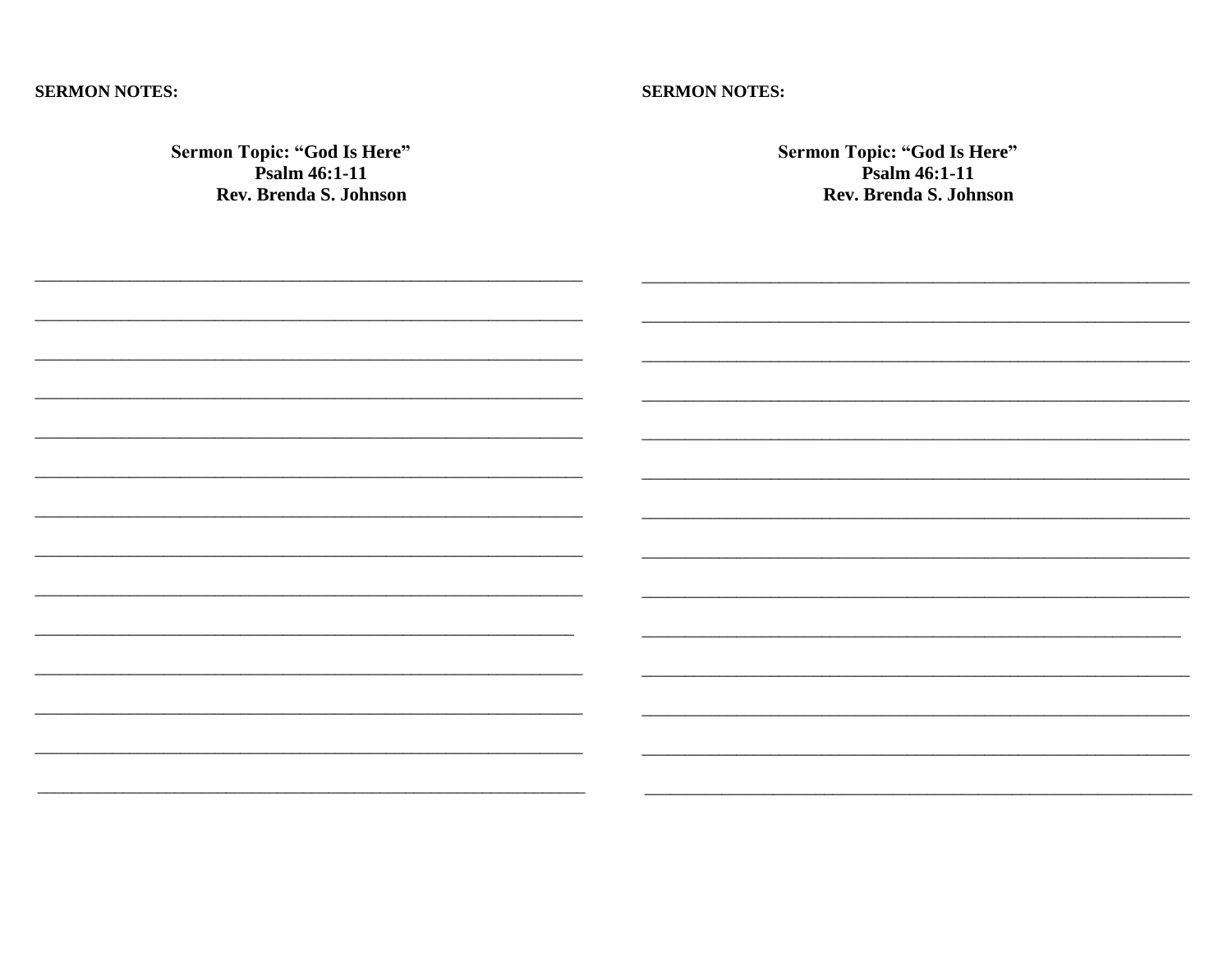**SERMON NOTES:**

**Sermon Topic: "God Is Here"**
**Psalm 46:1-11**
**Rev. Brenda S. Johnson**

______________________________________________________________

______________________________________________________________

______________________________________________________________

______________________________________________________________

______________________________________________________________

______________________________________________________________

______________________________________________________________

______________________________________________________________

______________________________________________________________

______________________________________________________________

______________________________________________________________

______________________________________________________________

______________________________________________________________

______________________________________________________________

**SERMON NOTES:**

**Sermon Topic: "God Is Here"**
**Psalm 46:1-11**
**Rev. Brenda S. Johnson**

______________________________________________________________

______________________________________________________________

______________________________________________________________

______________________________________________________________

______________________________________________________________

______________________________________________________________

______________________________________________________________

______________________________________________________________

______________________________________________________________

______________________________________________________________

______________________________________________________________

______________________________________________________________

______________________________________________________________

______________________________________________________________